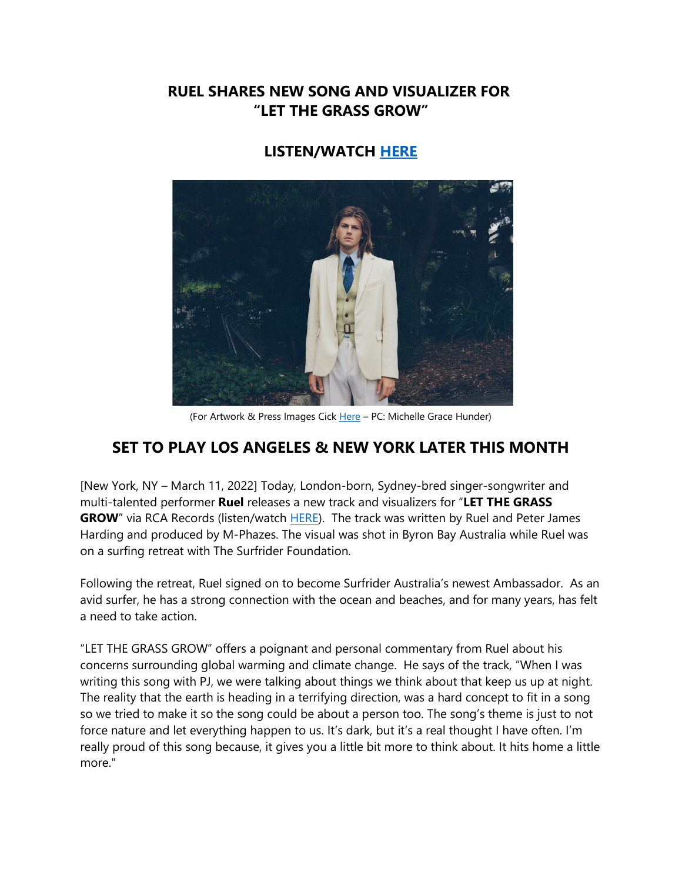# RUEL SHARES NEW SONG AND VISUALIZER FOR "LET THE GRASS GROW"

## LISTEN/WATCH HERE

(For Artwork & Press Images Cick Here – PC: Michelle Grace Hunder)

## SET TO PLAY LOS ANGELES & NEW YORK LATER THIS MONTH

[New York, NY – March 11, 2022] Today, London-born, Sydney-bred singer-songwriter and multi-talented performer **Ruel** releases a new track and visualizers for "**LET THE GRASS GROW**" via RCA Records (listen/watch HERE). The track was written by Ruel and Peter James Harding and produced by M-Phazes. The visual was shot in Byron Bay Australia while Ruel was on a surfing retreat with The Surfrider Foundation.

Following the retreat, Ruel signed on to become Surfrider Australia's newest Ambassador. As an avid surfer, he has a strong connection with the ocean and beaches, and for many years, has felt a need to take action.

"LET THE GRASS GROW" offers a poignant and personal commentary from Ruel about his concerns surrounding global warming and climate change. He says of the track, "When I was writing this song with PJ, we were talking about things we think about that keep us up at night. The reality that the earth is heading in a terrifying direction, was a hard concept to fit in a song so we tried to make it so the song could be about a person too. The song's theme is just to not force nature and let everything happen to us. It's dark, but it's a real thought I have often. I'm really proud of this song because, it gives you a little bit more to think about. It hits home a little more."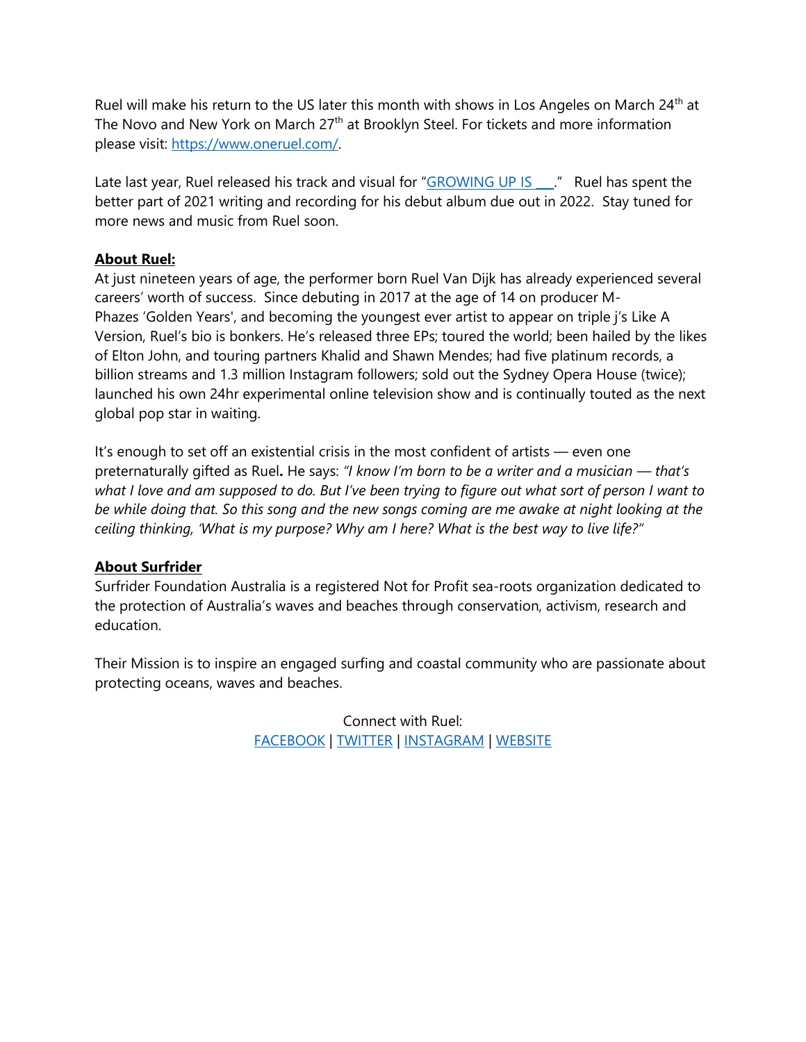Ruel will make his return to the US later this month with shows in Los Angeles on March 24th at The Novo and New York on March 27th at Brooklyn Steel. For tickets and more information please visit: https://www.oneruel.com/.

Late last year, Ruel released his track and visual for "GROWING UP IS ___." Ruel has spent the better part of 2021 writing and recording for his debut album due out in 2022. Stay tuned for more news and music from Ruel soon.

**About Ruel:**

At just nineteen years of age, the performer born Ruel Van Dijk has already experienced several careers' worth of success. Since debuting in 2017 at the age of 14 on producer M-Phazes 'Golden Years', and becoming the youngest ever artist to appear on triple j's Like A Version, Ruel's bio is bonkers. He's released three EPs; toured the world; been hailed by the likes of Elton John, and touring partners Khalid and Shawn Mendes; had five platinum records, a billion streams and 1.3 million Instagram followers; sold out the Sydney Opera House (twice); launched his own 24hr experimental online television show and is continually touted as the next global pop star in waiting.

It's enough to set off an existential crisis in the most confident of artists — even one preternaturally gifted as Ruel**.** He says: *"I know I'm born to be a writer and a musician — that's what I love and am supposed to do. But I've been trying to figure out what sort of person I want to be while doing that. So this song and the new songs coming are me awake at night looking at the ceiling thinking, 'What is my purpose? Why am I here? What is the best way to live life?"*

**About Surfrider**

Surfrider Foundation Australia is a registered Not for Profit sea-roots organization dedicated to the protection of Australia's waves and beaches through conservation, activism, research and education.

Their Mission is to inspire an engaged surfing and coastal community who are passionate about protecting oceans, waves and beaches.

Connect with Ruel:
FACEBOOK | TWITTER | INSTAGRAM | WEBSITE